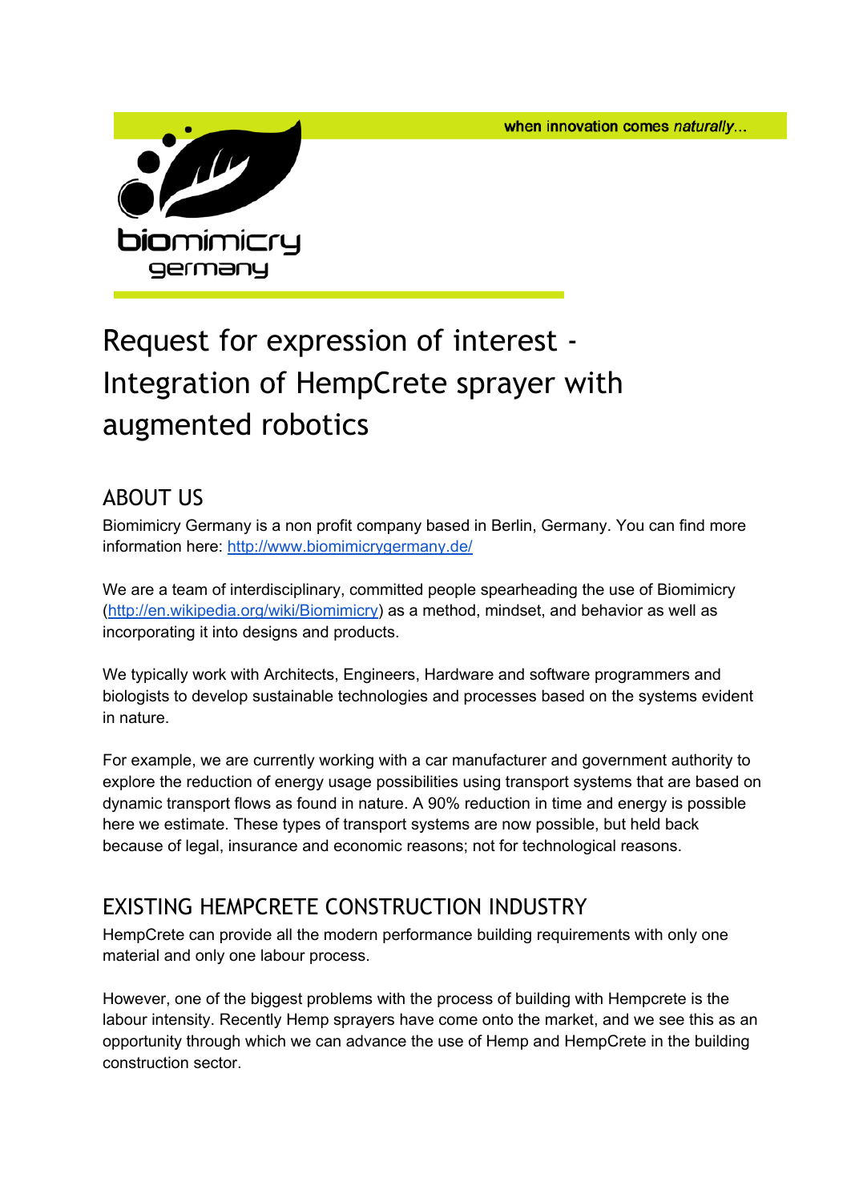when innovation comes *naturally*...

biomimicry germany

# Request for expression of interest - Integration of HempCrete sprayer with augmented robotics

## ABOUT US

Biomimicry Germany is a non profit company based in Berlin, Germany. You can find more information here: [http://www.biomimicrygermany.de/](http://www.biomimicrygermany.de/)

We are a team of interdisciplinary, committed people spearheading the use of Biomimicry ([http://en.wikipedia.org/wiki/Biomimicry](http://en.wikipedia.org/wiki/Biomimicry)) as a method, mindset, and behavior as well as incorporating it into designs and products.

We typically work with Architects, Engineers, Hardware and software programmers and biologists to develop sustainable technologies and processes based on the systems evident in nature.

For example, we are currently working with a car manufacturer and government authority to explore the reduction of energy usage possibilities using transport systems that are based on dynamic transport flows as found in nature. A 90% reduction in time and energy is possible here we estimate. These types of transport systems are now possible, but held back because of legal, insurance and economic reasons; not for technological reasons.

## EXISTING HEMPCRETE CONSTRUCTION INDUSTRY

HempCrete can provide all the modern performance building requirements with only one material and only one labour process.

However, one of the biggest problems with the process of building with Hempcrete is the labour intensity. Recently Hemp sprayers have come onto the market, and we see this as an opportunity through which we can advance the use of Hemp and HempCrete in the building construction sector.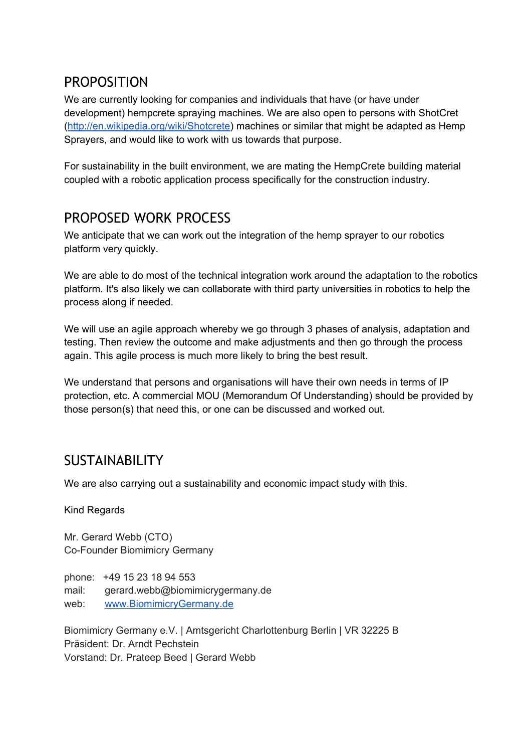## PROPOSITION

We are currently looking for companies and individuals that have (or have under development) hempcrete spraying machines. We are also open to persons with ShotCret (http://en.wikipedia.org/wiki/Shotcrete) machines or similar that might be adapted as Hemp Sprayers, and would like to work with us towards that purpose.

For sustainability in the built environment, we are mating the HempCrete building material coupled with a robotic application process specifically for the construction industry.

## PROPOSED WORK PROCESS

We anticipate that we can work out the integration of the hemp sprayer to our robotics platform very quickly.

We are able to do most of the technical integration work around the adaptation to the robotics platform. It's also likely we can collaborate with third party universities in robotics to help the process along if needed.

We will use an agile approach whereby we go through 3 phases of analysis, adaptation and testing. Then review the outcome and make adjustments and then go through the process again. This agile process is much more likely to bring the best result.

We understand that persons and organisations will have their own needs in terms of IP protection, etc. A commercial MOU (Memorandum Of Understanding) should be provided by those person(s) that need this, or one can be discussed and worked out.

## SUSTAINABILITY

We are also carrying out a sustainability and economic impact study with this.

Kind Regards

Mr. Gerard Webb (CTO)
Co-Founder Biomimicry Germany

phone: +49 15 23 18 94 553
mail: gerard.webb@biomimicrygermany.de
web: www.BiomimicryGermany.de

Biomimicry Germany e.V. | Amtsgericht Charlottenburg Berlin | VR 32225 B
Präsident: Dr. Arndt Pechstein
Vorstand: Dr. Prateep Beed | Gerard Webb